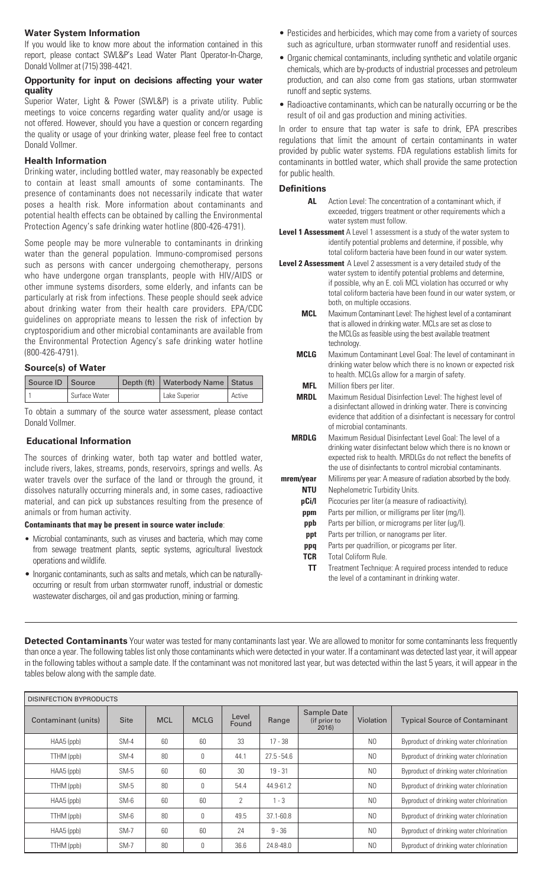## Water System Information

If you would like to know more about the information contained in this report, please contact SWL&P's Lead Water Plant Operator-In-Charge, Donald Vollmer at (715) 398-4421.

### Opportunity for input on decisions affecting your water quality

Superior Water, Light & Power (SWL&P) is a private utility. Public meetings to voice concerns regarding water quality and/or usage is not offered. However, should you have a question or concern regarding the quality or usage of your drinking water, please feel free to contact Donald Vollmer.

## Health Information

Drinking water, including bottled water, may reasonably be expected to contain at least small amounts of some contaminants. The presence of contaminants does not necessarily indicate that water poses a health risk. More information about contaminants and potential health effects can be obtained by calling the Environmental Protection Agency's safe drinking water hotline (800-426-4791).

Some people may be more vulnerable to contaminants in drinking water than the general population. Immuno-compromised persons such as persons with cancer undergoing chemotherapy, persons who have undergone organ transplants, people with HIV/AIDS or other immune systems disorders, some elderly, and infants can be particularly at risk from infections. These people should seek advice about drinking water from their health care providers. EPA/CDC guidelines on appropriate means to lessen the risk of infection by cryptosporidium and other microbial contaminants are available from the Environmental Protection Agency's safe drinking water hotline (800-426-4791).

## Source(s) of Water

| Source ID | Source | Depth (ft) | Waterbody Name | Status |
|---|---|---|---|---|
| 1 | Surface Water | | Lake Superior | Active |

To obtain a summary of the source water assessment, please contact Donald Vollmer.

## Educational Information

The sources of drinking water, both tap water and bottled water, include rivers, lakes, streams, ponds, reservoirs, springs and wells. As water travels over the surface of the land or through the ground, it dissolves naturally occurring minerals and, in some cases, radioactive material, and can pick up substances resulting from the presence of animals or from human activity.

**Contaminants that may be present in source water include**:

- Microbial contaminants, such as viruses and bacteria, which may come from sewage treatment plants, septic systems, agricultural livestock operations and wildlife.
- Inorganic contaminants, such as salts and metals, which can be naturally-occurring or result from urban stormwater runoff, industrial or domestic wastewater discharges, oil and gas production, mining or farming.
- Pesticides and herbicides, which may come from a variety of sources such as agriculture, urban stormwater runoff and residential uses.
- Organic chemical contaminants, including synthetic and volatile organic chemicals, which are by-products of industrial processes and petroleum production, and can also come from gas stations, urban stormwater runoff and septic systems.
- Radioactive contaminants, which can be naturally occurring or be the result of oil and gas production and mining activities.

In order to ensure that tap water is safe to drink, EPA prescribes regulations that limit the amount of certain contaminants in water provided by public water systems. FDA regulations establish limits for contaminants in bottled water, which shall provide the same protection for public health.

## Definitions

| Term | Definition |
|---|---|
| **AL** | Action Level: The concentration of a contaminant which, if exceeded, triggers treatment or other requirements which a water system must follow. |
| **Level 1 Assessment** | A Level 1 assessment is a study of the water system to identify potential problems and determine, if possible, why total coliform bacteria have been found in our water system. |
| **Level 2 Assessment** | A Level 2 assessment is a very detailed study of the water system to identify potential problems and determine, if possible, why an E. coli MCL violation has occurred or why total coliform bacteria have been found in our water system, or both, on multiple occasions. |
| **MCL** | Maximum Contaminant Level: The highest level of a contaminant that is allowed in drinking water. MCLs are set as close to the MCLGs as feasible using the best available treatment technology. |
| **MCLG** | Maximum Contaminant Level Goal: The level of contaminant in drinking water below which there is no known or expected risk to health. MCLGs allow for a margin of safety. |
| **MFL** | Million fibers per liter. |
| **MRDL** | Maximum Residual Disinfection Level: The highest level of a disinfectant allowed in drinking water. There is convincing evidence that addition of a disinfectant is necessary for control of microbial contaminants. |
| **MRDLG** | Maximum Residual Disinfectant Level Goal: The level of a drinking water disinfectant below which there is no known or expected risk to health. MRDLGs do not reflect the benefits of the use of disinfectants to control microbial contaminants. |
| **mrem/year** | Millirems per year: A measure of radiation absorbed by the body. |
| **NTU** | Nephelometric Turbidity Units. |
| **pCi/l** | Picocuries per liter (a measure of radioactivity). |
| **ppm** | Parts per million, or milligrams per liter (mg/l). |
| **ppb** | Parts per billion, or micrograms per liter (ug/l). |
| **ppt** | Parts per trillion, or nanograms per liter. |
| **ppq** | Parts per quadrillion, or picograms per liter. |
| **TCR** | Total Coliform Rule. |
| **TT** | Treatment Technique: A required process intended to reduce the level of a contaminant in drinking water. |

**Detected Contaminants** Your water was tested for many contaminants last year. We are allowed to monitor for some contaminants less frequently than once a year. The following tables list only those contaminants which were detected in your water. If a contaminant was detected last year, it will appear in the following tables without a sample date. If the contaminant was not monitored last year, but was detected within the last 5 years, it will appear in the tables below along with the sample date.

| DISINFECTION BYPRODUCTS | | | | | | | | |
|---|---|---|---|---|---|---|---|---|
| Contaminant (units) | Site | MCL | MCLG | Level Found | Range | Sample Date (if prior to 2016) | Violation | Typical Source of Contaminant |
| HAA5 (ppb) | SM-4 | 60 | 60 | 33 | 17 - 38 | | NO | Byproduct of drinking water chlorination |
| TTHM (ppb) | SM-4 | 80 | 0 | 44.1 | 27.5 - 54.6 | | NO | Byproduct of drinking water chlorination |
| HAA5 (ppb) | SM-5 | 60 | 60 | 30 | 19 - 31 | | NO | Byproduct of drinking water chlorination |
| TTHM (ppb) | SM-5 | 80 | 0 | 54.4 | 44.9-61.2 | | NO | Byproduct of drinking water chlorination |
| HAA5 (ppb) | SM-6 | 60 | 60 | 2 | 1 - 3 | | NO | Byproduct of drinking water chlorination |
| TTHM (ppb) | SM-6 | 80 | 0 | 49.5 | 37.1-60.8 | | NO | Byproduct of drinking water chlorination |
| HAA5 (ppb) | SM-7 | 60 | 60 | 24 | 9 - 36 | | NO | Byproduct of drinking water chlorination |
| TTHM (ppb) | SM-7 | 80 | 0 | 36.6 | 24.8-48.0 | | NO | Byproduct of drinking water chlorination |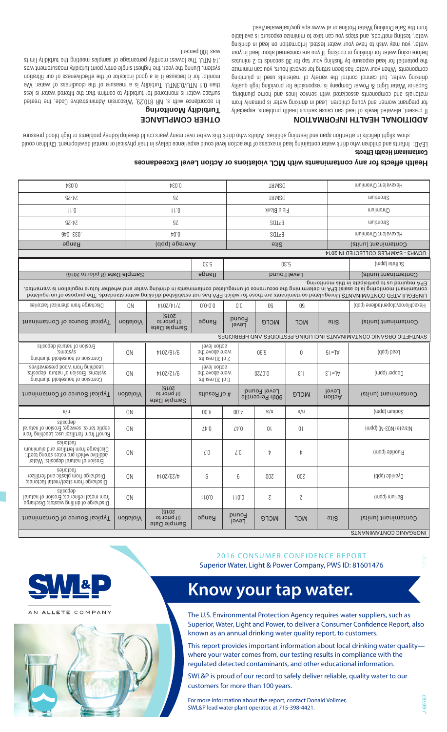**INORGANIC CONTAMINANTS**

| Contaminant (units) | Site | MCL | MCLG | Found Level | Range | Sample Date (if prior to 2015) | Violation | Typical Source of Contaminant |
|---|---|---|---|---|---|---|---|---|
| Barium (ppm) | | 2 | 2 | 0.011 | 0.011 | | NO | Discharge of drilling wastes; Discharge from metal refineries; Erosion of natural deposits |
| Cyanide (ppb) | | 200 | 200 | 9 | 9 | 4/23/2014 | NO | Discharge from steel/metal factories; Discharge from plastic and fertilizer factories |
| Fluoride (ppm) | | 4 | 4 | 0.7 | 0.7 | | NO | Erosion of natural deposits; Water additive which promotes strong teeth; Discharge from fertilizer and aluminum factories |
| Nitrate (NO3-N) (ppm) | | 10 | 10 | 0.47 | 0.47 | | NO | Runoff from fertilizer use; Leaching from septic tanks, sewage; Erosion of natural deposits |
| Sodium (ppm) | | n/a | n/a | 4.00 | 4.00 | | NO | n/a |

| Contaminant (units) | Action Level | MCLG | 90th Percentile Level Found | # of Results | Sample Date (if prior to 2015) | Violation | Typical Source of Contaminant |
|---|---|---|---|---|---|---|---|
| Copper (ppm) | AL=1.3 | 1.3 | 0.0720 | 0 of 30 results were above the action level | 9/12/2014 | NO | Corrosion of household plumbing systems; Erosion of natural deposits; Leaching from wood preservatives |
| Lead (ppb) | AL=15 | 0 | 5.90 | 2 of 30 results were above the action level | 9/16/2014 | NO | Corrosion of household plumbing systems; Erosion of natural deposits |

**SYNTHETIC ORGANIC CONTAMINANTS INCLUDING PESTICIDES AND HERBICIDES**

| Contaminant (units) | Site | MCL | MCLG | Found Level | Range | Sample Date (if prior to 2015) | Violation | Typical Source of Contaminant |
|---|---|---|---|---|---|---|---|---|
| Hexachlorocyclopentadiene (ppb) | | 50 | 50 | 0.0 | 0.0-0.0 | 7/14/2014 | NO | Discharge from chemical factories |

UNREGULATED CONTAMINANTS Unregulated contaminants are those for which EPA has not established drinking water standards. The purpose of unregulated contaminant monitoring is to assist EPA in determining the occurrence of unregulated contaminants in drinking water and whether future regulation is warranted. EPA required us to participate in this monitoring.

| Contaminant (units) | Level Found | Range | Sample Date (if prior to 2016) |
|---|---|---|---|
| Sulfate (ppm) | 5.30 | 5.30 | |

**UCMR3 - SAMPLES COLLECTED IN 2014**

| Contaminant (units) | Site | Average (ppb) | Range |
|---|---|---|---|
| Hexavalent Chromium | EPTDS | 0.04 | .033-.046 |
| Strontium | EPTDS | 25 | 24-25 |
| Chromium | Field Blank | 0.11 | 0.11 |
| Strontium | DSMRT | 25 | 24-25 |
| Hexavalent Chromium | DSMRT | 0.034 | 0.034 |

## Health effects for any contaminants with MCL violations or Action Level Exceedances

**Contaminant Health Effects**

LEAD: Infants and children who drink water containing lead in excess of the action level could experience delays in their physical or mental development. Children could show slight deficits in attention span and learning abilities. Adults who drink this water over many years could develop kidney problems or high blood pressure.

## ADDITIONAL HEALTH INFORMATION

If present, elevated levels of lead can cause serious health problems, especially for pregnant women and young children. Lead in drinking water is primarily from materials and components associated with service lines and home plumbing. Superior Water Light & Power Company is responsible for providing high quality drinking water, but cannot control the variety of materials used in plumbing components. When your water has been sitting for several hours, you can minimize the potential for lead exposure by flushing your tap for 30 seconds to 2 minutes before using water for drinking or cooking. If you are concerned about lead in your water, you may wish to have your water tested. Information on lead in drinking water, testing methods, and steps you can take to minimize exposure is available from the Safe Drinking Water Hotline or at www.epa.gov/safewater/lead.

## OTHER COMPLIANCE

**Turbidity Monitoring**

In accordance with s. NR 810.29, Wisconsin Administrative Code, the treated surface water is monitored for turbidity to confirm that the filtered water is less than 0.1 NTU/0.3NTU. Turbidity is a measure of the cloudiness of water. We monitor for it because it is a good indicator of the effectiveness of our filtration system. During the year, the highest single entry point turbidity measurement was .14 NTU. The lowest monthly percentage of samples meeting the turbidity limits was 100 percent.

2016 CONSUMER CONFIDENCE REPORT
Superior Water, Light & Power Company, PWS ID: 81601476

# Know your tap water.

The U.S. Environmental Protection Agency requires water suppliers, such as Superior, Water, Light and Power, to deliver a Consumer Confidence Report, also known as an annual drinking water quality report, to customers.

This report provides important information about local drinking water quality—where your water comes from, our testing results in compliance with the regulated detected contaminants, and other educational information.

SWL&P is proud of our record to safely deliver reliable, quality water to our customers for more than 100 years.

For more information about the report, contact Donald Vollmer, SWL&P lead water plant operator, at 715-398-4421.

SWL&P
AN ALLETE COMPANY

J-66797